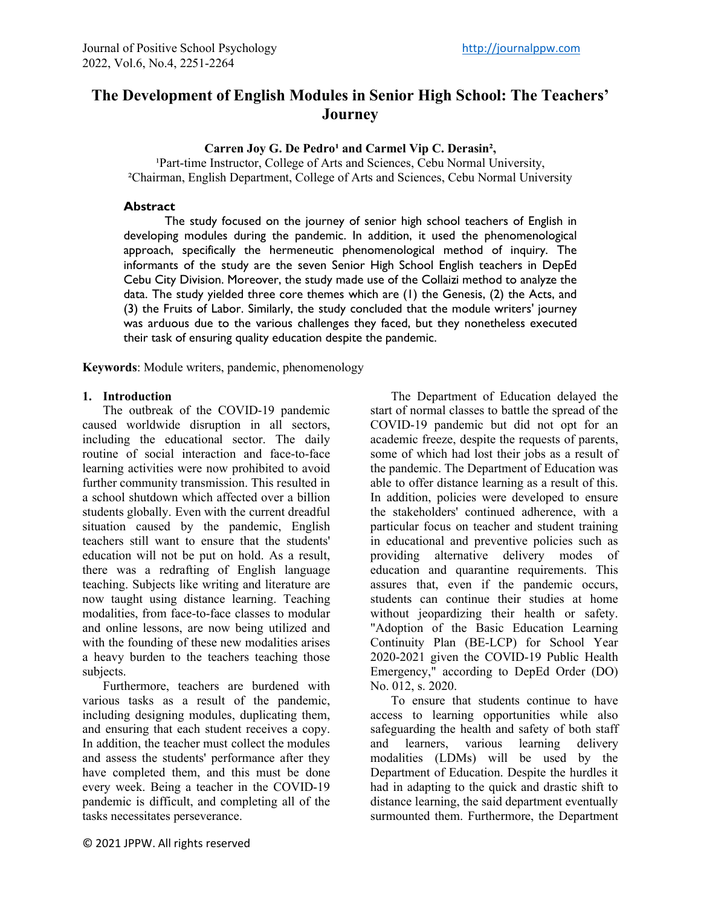# The Development of English Modules in Senior High School: The Teachers' Journey

**Carren Joy G. De Pedro[1] and Carmel Vip C. Derasin[2],**

[1]Part-time Instructor, College of Arts and Sciences, Cebu Normal University,
[2]Chairman, English Department, College of Arts and Sciences, Cebu Normal University

## Abstract

The study focused on the journey of senior high school teachers of English in developing modules during the pandemic. In addition, it used the phenomenological approach, specifically the hermeneutic phenomenological method of inquiry. The informants of the study are the seven Senior High School English teachers in DepEd Cebu City Division. Moreover, the study made use of the Collaizi method to analyze the data. The study yielded three core themes which are (1) the Genesis, (2) the Acts, and (3) the Fruits of Labor. Similarly, the study concluded that the module writers' journey was arduous due to the various challenges they faced, but they nonetheless executed their task of ensuring quality education despite the pandemic.

**Keywords**: Module writers, pandemic, phenomenology

## 1. Introduction

The outbreak of the COVID-19 pandemic caused worldwide disruption in all sectors, including the educational sector. The daily routine of social interaction and face-to-face learning activities were now prohibited to avoid further community transmission. This resulted in a school shutdown which affected over a billion students globally. Even with the current dreadful situation caused by the pandemic, English teachers still want to ensure that the students' education will not be put on hold. As a result, there was a redrafting of English language teaching. Subjects like writing and literature are now taught using distance learning. Teaching modalities, from face-to-face classes to modular and online lessons, are now being utilized and with the founding of these new modalities arises a heavy burden to the teachers teaching those subjects.

Furthermore, teachers are burdened with various tasks as a result of the pandemic, including designing modules, duplicating them, and ensuring that each student receives a copy. In addition, the teacher must collect the modules and assess the students' performance after they have completed them, and this must be done every week. Being a teacher in the COVID-19 pandemic is difficult, and completing all of the tasks necessitates perseverance.

The Department of Education delayed the start of normal classes to battle the spread of the COVID-19 pandemic but did not opt for an academic freeze, despite the requests of parents, some of which had lost their jobs as a result of the pandemic. The Department of Education was able to offer distance learning as a result of this. In addition, policies were developed to ensure the stakeholders' continued adherence, with a particular focus on teacher and student training in educational and preventive policies such as providing alternative delivery modes of education and quarantine requirements. This assures that, even if the pandemic occurs, students can continue their studies at home without jeopardizing their health or safety. "Adoption of the Basic Education Learning Continuity Plan (BE-LCP) for School Year 2020-2021 given the COVID-19 Public Health Emergency," according to DepEd Order (DO) No. 012, s. 2020.

To ensure that students continue to have access to learning opportunities while also safeguarding the health and safety of both staff and learners, various learning delivery modalities (LDMs) will be used by the Department of Education. Despite the hurdles it had in adapting to the quick and drastic shift to distance learning, the said department eventually surmounted them. Furthermore, the Department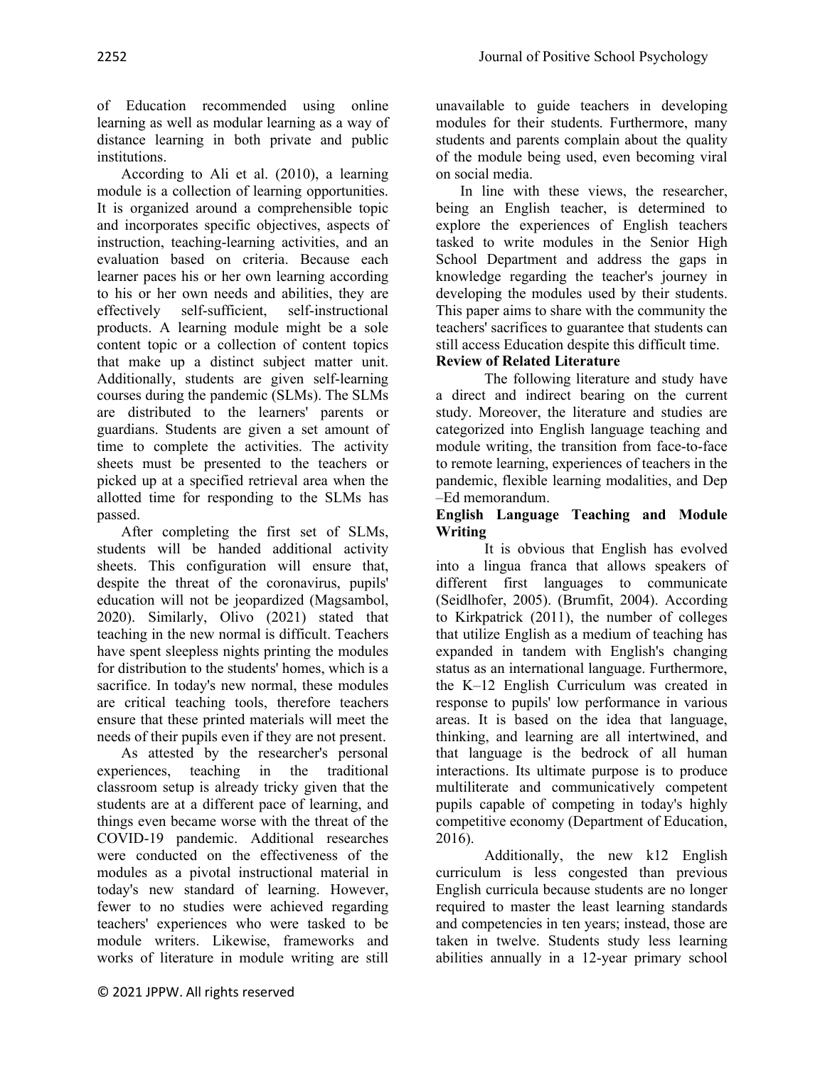of Education recommended using online learning as well as modular learning as a way of distance learning in both private and public institutions.

According to Ali et al. (2010), a learning module is a collection of learning opportunities. It is organized around a comprehensible topic and incorporates specific objectives, aspects of instruction, teaching-learning activities, and an evaluation based on criteria. Because each learner paces his or her own learning according to his or her own needs and abilities, they are effectively self-sufficient, self-instructional products. A learning module might be a sole content topic or a collection of content topics that make up a distinct subject matter unit. Additionally, students are given self-learning courses during the pandemic (SLMs). The SLMs are distributed to the learners' parents or guardians. Students are given a set amount of time to complete the activities. The activity sheets must be presented to the teachers or picked up at a specified retrieval area when the allotted time for responding to the SLMs has passed.

After completing the first set of SLMs, students will be handed additional activity sheets. This configuration will ensure that, despite the threat of the coronavirus, pupils' education will not be jeopardized (Magsambol, 2020). Similarly, Olivo (2021) stated that teaching in the new normal is difficult. Teachers have spent sleepless nights printing the modules for distribution to the students' homes, which is a sacrifice. In today's new normal, these modules are critical teaching tools, therefore teachers ensure that these printed materials will meet the needs of their pupils even if they are not present.

As attested by the researcher's personal experiences, teaching in the traditional classroom setup is already tricky given that the students are at a different pace of learning, and things even became worse with the threat of the COVID-19 pandemic. Additional researches were conducted on the effectiveness of the modules as a pivotal instructional material in today's new standard of learning. However, fewer to no studies were achieved regarding teachers' experiences who were tasked to be module writers. Likewise, frameworks and works of literature in module writing are still unavailable to guide teachers in developing modules for their students. Furthermore, many students and parents complain about the quality of the module being used, even becoming viral on social media.

In line with these views, the researcher, being an English teacher, is determined to explore the experiences of English teachers tasked to write modules in the Senior High School Department and address the gaps in knowledge regarding the teacher's journey in developing the modules used by their students. This paper aims to share with the community the teachers' sacrifices to guarantee that students can still access Education despite this difficult time.

## Review of Related Literature

The following literature and study have a direct and indirect bearing on the current study. Moreover, the literature and studies are categorized into English language teaching and module writing, the transition from face-to-face to remote learning, experiences of teachers in the pandemic, flexible learning modalities, and Dep –Ed memorandum.

### English Language Teaching and Module Writing

It is obvious that English has evolved into a lingua franca that allows speakers of different first languages to communicate (Seidlhofer, 2005). (Brumfit, 2004). According to Kirkpatrick (2011), the number of colleges that utilize English as a medium of teaching has expanded in tandem with English's changing status as an international language. Furthermore, the K–12 English Curriculum was created in response to pupils' low performance in various areas. It is based on the idea that language, thinking, and learning are all intertwined, and that language is the bedrock of all human interactions. Its ultimate purpose is to produce multiliterate and communicatively competent pupils capable of competing in today's highly competitive economy (Department of Education, 2016).

Additionally, the new k12 English curriculum is less congested than previous English curricula because students are no longer required to master the least learning standards and competencies in ten years; instead, those are taken in twelve. Students study less learning abilities annually in a 12-year primary school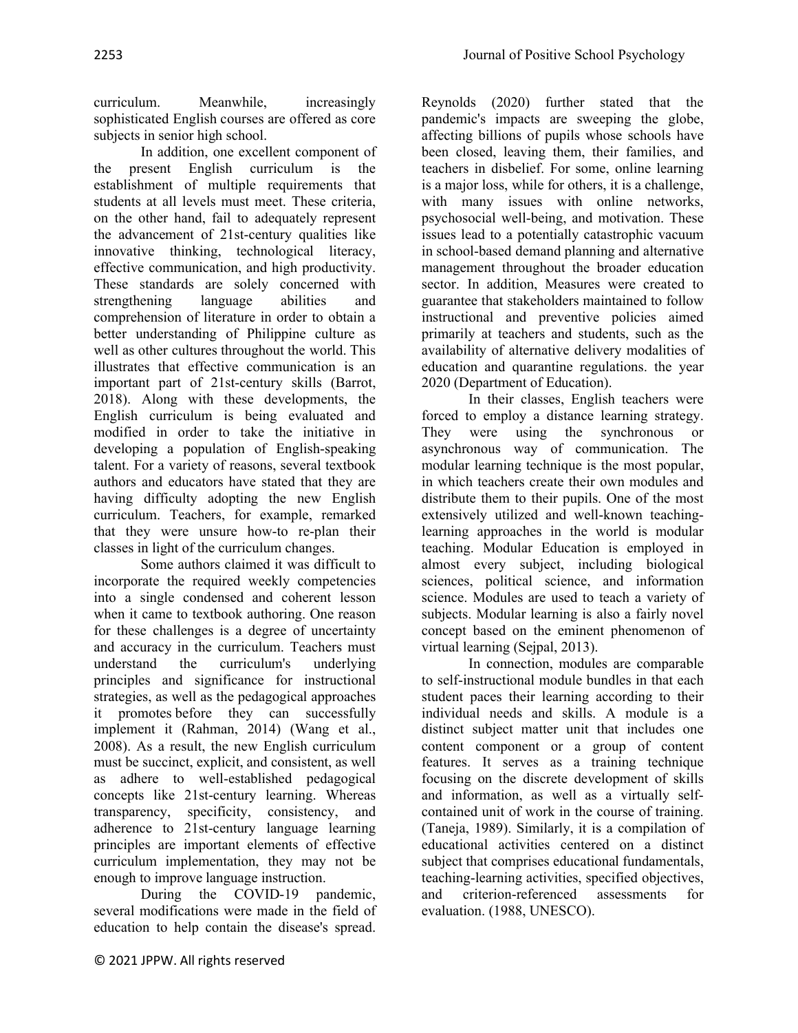curriculum. Meanwhile, increasingly sophisticated English courses are offered as core subjects in senior high school.

In addition, one excellent component of the present English curriculum is the establishment of multiple requirements that students at all levels must meet. These criteria, on the other hand, fail to adequately represent the advancement of 21st-century qualities like innovative thinking, technological literacy, effective communication, and high productivity. These standards are solely concerned with strengthening language abilities and comprehension of literature in order to obtain a better understanding of Philippine culture as well as other cultures throughout the world. This illustrates that effective communication is an important part of 21st-century skills (Barrot, 2018). Along with these developments, the English curriculum is being evaluated and modified in order to take the initiative in developing a population of English-speaking talent. For a variety of reasons, several textbook authors and educators have stated that they are having difficulty adopting the new English curriculum. Teachers, for example, remarked that they were unsure how-to re-plan their classes in light of the curriculum changes.

Some authors claimed it was difficult to incorporate the required weekly competencies into a single condensed and coherent lesson when it came to textbook authoring. One reason for these challenges is a degree of uncertainty and accuracy in the curriculum. Teachers must understand the curriculum's underlying principles and significance for instructional strategies, as well as the pedagogical approaches it promotes before they can successfully implement it (Rahman, 2014) (Wang et al., 2008). As a result, the new English curriculum must be succinct, explicit, and consistent, as well as adhere to well-established pedagogical concepts like 21st-century learning. Whereas transparency, specificity, consistency, and adherence to 21st-century language learning principles are important elements of effective curriculum implementation, they may not be enough to improve language instruction.

During the COVID-19 pandemic, several modifications were made in the field of education to help contain the disease's spread. Reynolds (2020) further stated that the pandemic's impacts are sweeping the globe, affecting billions of pupils whose schools have been closed, leaving them, their families, and teachers in disbelief. For some, online learning is a major loss, while for others, it is a challenge, with many issues with online networks, psychosocial well-being, and motivation. These issues lead to a potentially catastrophic vacuum in school-based demand planning and alternative management throughout the broader education sector. In addition, Measures were created to guarantee that stakeholders maintained to follow instructional and preventive policies aimed primarily at teachers and students, such as the availability of alternative delivery modalities of education and quarantine regulations. the year 2020 (Department of Education).

In their classes, English teachers were forced to employ a distance learning strategy. They were using the synchronous or asynchronous way of communication. The modular learning technique is the most popular, in which teachers create their own modules and distribute them to their pupils. One of the most extensively utilized and well-known teaching-learning approaches in the world is modular teaching. Modular Education is employed in almost every subject, including biological sciences, political science, and information science. Modules are used to teach a variety of subjects. Modular learning is also a fairly novel concept based on the eminent phenomenon of virtual learning (Sejpal, 2013).

In connection, modules are comparable to self-instructional module bundles in that each student paces their learning according to their individual needs and skills. A module is a distinct subject matter unit that includes one content component or a group of content features. It serves as a training technique focusing on the discrete development of skills and information, as well as a virtually self-contained unit of work in the course of training. (Taneja, 1989). Similarly, it is a compilation of educational activities centered on a distinct subject that comprises educational fundamentals, teaching-learning activities, specified objectives, and criterion-referenced assessments for evaluation. (1988, UNESCO).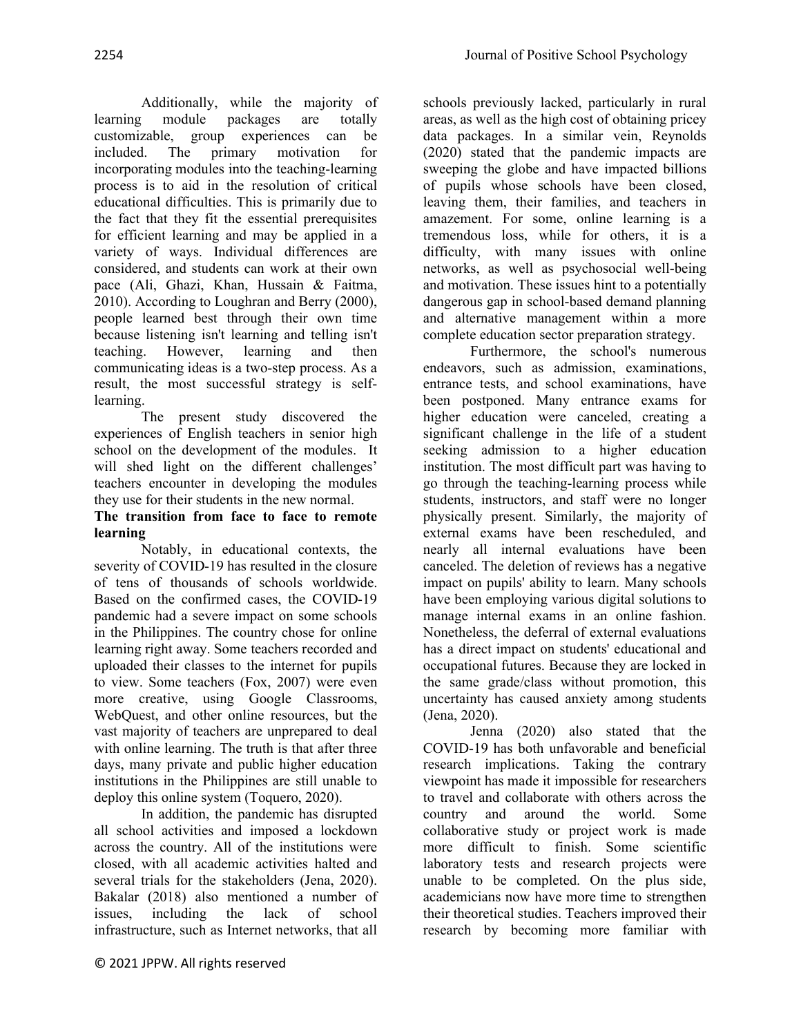Additionally, while the majority of learning module packages are totally customizable, group experiences can be included. The primary motivation for incorporating modules into the teaching-learning process is to aid in the resolution of critical educational difficulties. This is primarily due to the fact that they fit the essential prerequisites for efficient learning and may be applied in a variety of ways. Individual differences are considered, and students can work at their own pace (Ali, Ghazi, Khan, Hussain & Faitma, 2010). According to Loughran and Berry (2000), people learned best through their own time because listening isn't learning and telling isn't teaching. However, learning and then communicating ideas is a two-step process. As a result, the most successful strategy is self-learning.

The present study discovered the experiences of English teachers in senior high school on the development of the modules. It will shed light on the different challenges' teachers encounter in developing the modules they use for their students in the new normal.

**The transition from face to face to remote learning**

Notably, in educational contexts, the severity of COVID-19 has resulted in the closure of tens of thousands of schools worldwide. Based on the confirmed cases, the COVID-19 pandemic had a severe impact on some schools in the Philippines. The country chose for online learning right away. Some teachers recorded and uploaded their classes to the internet for pupils to view. Some teachers (Fox, 2007) were even more creative, using Google Classrooms, WebQuest, and other online resources, but the vast majority of teachers are unprepared to deal with online learning. The truth is that after three days, many private and public higher education institutions in the Philippines are still unable to deploy this online system (Toquero, 2020).

In addition, the pandemic has disrupted all school activities and imposed a lockdown across the country. All of the institutions were closed, with all academic activities halted and several trials for the stakeholders (Jena, 2020). Bakalar (2018) also mentioned a number of issues, including the lack of school infrastructure, such as Internet networks, that all schools previously lacked, particularly in rural areas, as well as the high cost of obtaining pricey data packages. In a similar vein, Reynolds (2020) stated that the pandemic impacts are sweeping the globe and have impacted billions of pupils whose schools have been closed, leaving them, their families, and teachers in amazement. For some, online learning is a tremendous loss, while for others, it is a difficulty, with many issues with online networks, as well as psychosocial well-being and motivation. These issues hint to a potentially dangerous gap in school-based demand planning and alternative management within a more complete education sector preparation strategy.

Furthermore, the school's numerous endeavors, such as admission, examinations, entrance tests, and school examinations, have been postponed. Many entrance exams for higher education were canceled, creating a significant challenge in the life of a student seeking admission to a higher education institution. The most difficult part was having to go through the teaching-learning process while students, instructors, and staff were no longer physically present. Similarly, the majority of external exams have been rescheduled, and nearly all internal evaluations have been canceled. The deletion of reviews has a negative impact on pupils' ability to learn. Many schools have been employing various digital solutions to manage internal exams in an online fashion. Nonetheless, the deferral of external evaluations has a direct impact on students' educational and occupational futures. Because they are locked in the same grade/class without promotion, this uncertainty has caused anxiety among students (Jena, 2020).

Jenna (2020) also stated that the COVID-19 has both unfavorable and beneficial research implications. Taking the contrary viewpoint has made it impossible for researchers to travel and collaborate with others across the country and around the world. Some collaborative study or project work is made more difficult to finish. Some scientific laboratory tests and research projects were unable to be completed. On the plus side, academicians now have more time to strengthen their theoretical studies. Teachers improved their research by becoming more familiar with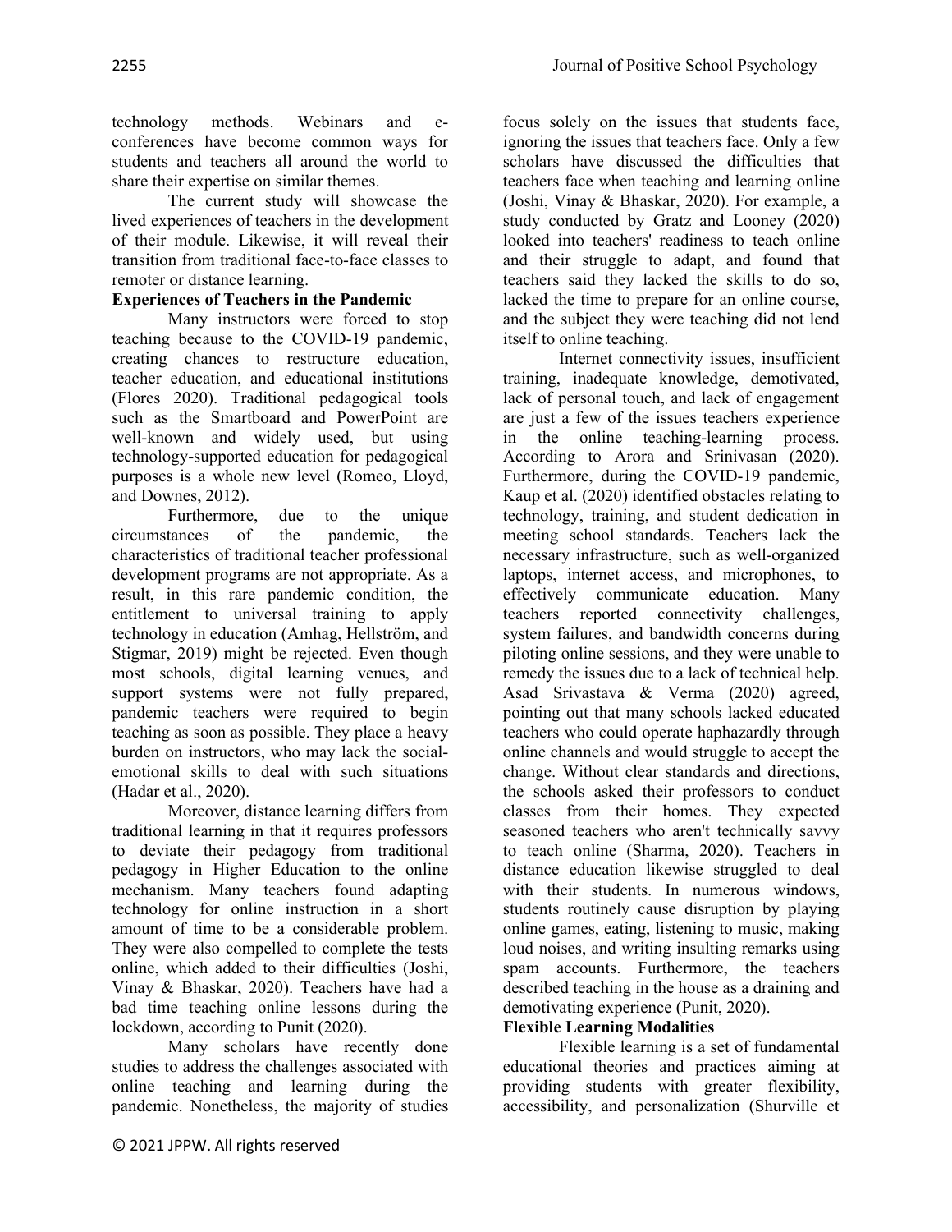technology methods. Webinars and e-conferences have become common ways for students and teachers all around the world to share their expertise on similar themes.

The current study will showcase the lived experiences of teachers in the development of their module. Likewise, it will reveal their transition from traditional face-to-face classes to remoter or distance learning.

**Experiences of Teachers in the Pandemic**

Many instructors were forced to stop teaching because to the COVID-19 pandemic, creating chances to restructure education, teacher education, and educational institutions (Flores 2020). Traditional pedagogical tools such as the Smartboard and PowerPoint are well-known and widely used, but using technology-supported education for pedagogical purposes is a whole new level (Romeo, Lloyd, and Downes, 2012).

Furthermore, due to the unique circumstances of the pandemic, the characteristics of traditional teacher professional development programs are not appropriate. As a result, in this rare pandemic condition, the entitlement to universal training to apply technology in education (Amhag, Hellström, and Stigmar, 2019) might be rejected. Even though most schools, digital learning venues, and support systems were not fully prepared, pandemic teachers were required to begin teaching as soon as possible. They place a heavy burden on instructors, who may lack the social-emotional skills to deal with such situations (Hadar et al., 2020).

Moreover, distance learning differs from traditional learning in that it requires professors to deviate their pedagogy from traditional pedagogy in Higher Education to the online mechanism. Many teachers found adapting technology for online instruction in a short amount of time to be a considerable problem. They were also compelled to complete the tests online, which added to their difficulties (Joshi, Vinay & Bhaskar, 2020). Teachers have had a bad time teaching online lessons during the lockdown, according to Punit (2020).

Many scholars have recently done studies to address the challenges associated with online teaching and learning during the pandemic. Nonetheless, the majority of studies focus solely on the issues that students face, ignoring the issues that teachers face. Only a few scholars have discussed the difficulties that teachers face when teaching and learning online (Joshi, Vinay & Bhaskar, 2020). For example, a study conducted by Gratz and Looney (2020) looked into teachers' readiness to teach online and their struggle to adapt, and found that teachers said they lacked the skills to do so, lacked the time to prepare for an online course, and the subject they were teaching did not lend itself to online teaching.

Internet connectivity issues, insufficient training, inadequate knowledge, demotivated, lack of personal touch, and lack of engagement are just a few of the issues teachers experience in the online teaching-learning process. According to Arora and Srinivasan (2020). Furthermore, during the COVID-19 pandemic, Kaup et al. (2020) identified obstacles relating to technology, training, and student dedication in meeting school standards. Teachers lack the necessary infrastructure, such as well-organized laptops, internet access, and microphones, to effectively communicate education. Many teachers reported connectivity challenges, system failures, and bandwidth concerns during piloting online sessions, and they were unable to remedy the issues due to a lack of technical help. Asad Srivastava & Verma (2020) agreed, pointing out that many schools lacked educated teachers who could operate haphazardly through online channels and would struggle to accept the change. Without clear standards and directions, the schools asked their professors to conduct classes from their homes. They expected seasoned teachers who aren't technically savvy to teach online (Sharma, 2020). Teachers in distance education likewise struggled to deal with their students. In numerous windows, students routinely cause disruption by playing online games, eating, listening to music, making loud noises, and writing insulting remarks using spam accounts. Furthermore, the teachers described teaching in the house as a draining and demotivating experience (Punit, 2020).

**Flexible Learning Modalities**

Flexible learning is a set of fundamental educational theories and practices aiming at providing students with greater flexibility, accessibility, and personalization (Shurville et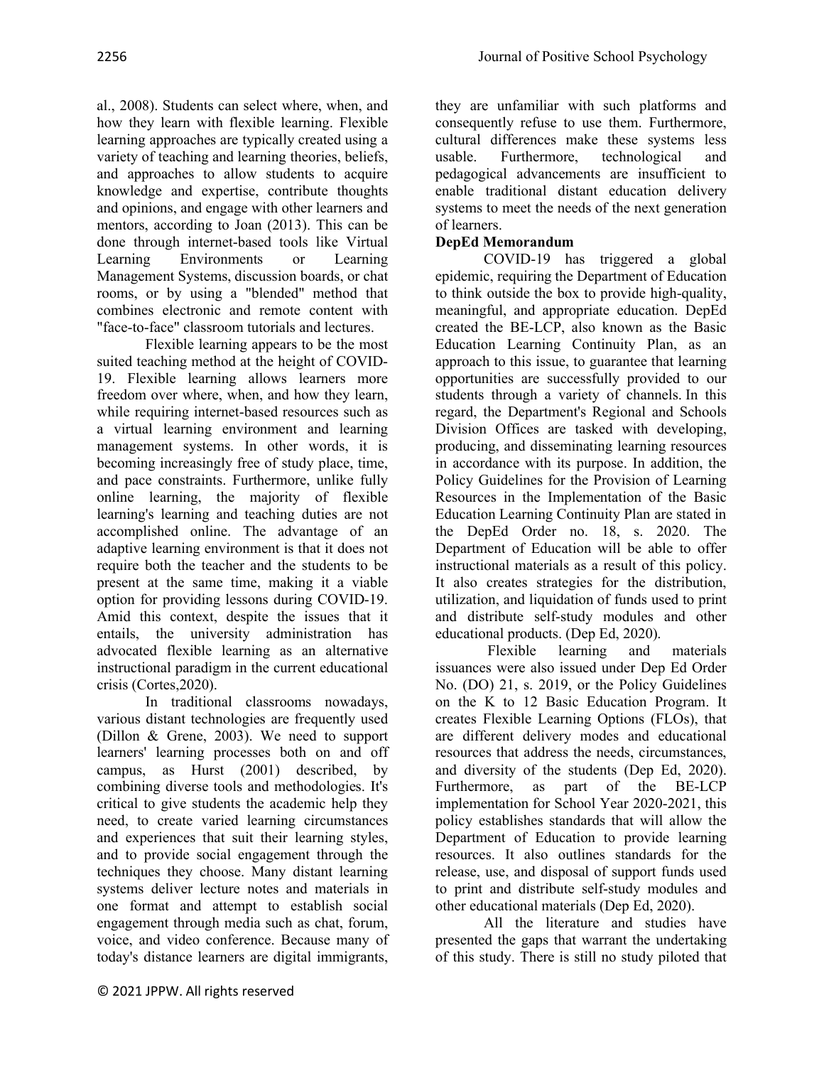al., 2008). Students can select where, when, and how they learn with flexible learning. Flexible learning approaches are typically created using a variety of teaching and learning theories, beliefs, and approaches to allow students to acquire knowledge and expertise, contribute thoughts and opinions, and engage with other learners and mentors, according to Joan (2013). This can be done through internet-based tools like Virtual Learning Environments or Learning Management Systems, discussion boards, or chat rooms, or by using a "blended" method that combines electronic and remote content with "face-to-face" classroom tutorials and lectures.

Flexible learning appears to be the most suited teaching method at the height of COVID-19. Flexible learning allows learners more freedom over where, when, and how they learn, while requiring internet-based resources such as a virtual learning environment and learning management systems. In other words, it is becoming increasingly free of study place, time, and pace constraints. Furthermore, unlike fully online learning, the majority of flexible learning's learning and teaching duties are not accomplished online. The advantage of an adaptive learning environment is that it does not require both the teacher and the students to be present at the same time, making it a viable option for providing lessons during COVID-19. Amid this context, despite the issues that it entails, the university administration has advocated flexible learning as an alternative instructional paradigm in the current educational crisis (Cortes,2020).

In traditional classrooms nowadays, various distant technologies are frequently used (Dillon & Grene, 2003). We need to support learners' learning processes both on and off campus, as Hurst (2001) described, by combining diverse tools and methodologies. It's critical to give students the academic help they need, to create varied learning circumstances and experiences that suit their learning styles, and to provide social engagement through the techniques they choose. Many distant learning systems deliver lecture notes and materials in one format and attempt to establish social engagement through media such as chat, forum, voice, and video conference. Because many of today's distance learners are digital immigrants, they are unfamiliar with such platforms and consequently refuse to use them. Furthermore, cultural differences make these systems less usable. Furthermore, technological and pedagogical advancements are insufficient to enable traditional distant education delivery systems to meet the needs of the next generation of learners.

**DepEd Memorandum**

COVID-19 has triggered a global epidemic, requiring the Department of Education to think outside the box to provide high-quality, meaningful, and appropriate education. DepEd created the BE-LCP, also known as the Basic Education Learning Continuity Plan, as an approach to this issue, to guarantee that learning opportunities are successfully provided to our students through a variety of channels. In this regard, the Department's Regional and Schools Division Offices are tasked with developing, producing, and disseminating learning resources in accordance with its purpose. In addition, the Policy Guidelines for the Provision of Learning Resources in the Implementation of the Basic Education Learning Continuity Plan are stated in the DepEd Order no. 18, s. 2020. The Department of Education will be able to offer instructional materials as a result of this policy. It also creates strategies for the distribution, utilization, and liquidation of funds used to print and distribute self-study modules and other educational products. (Dep Ed, 2020).

Flexible learning and materials issuances were also issued under Dep Ed Order No. (DO) 21, s. 2019, or the Policy Guidelines on the K to 12 Basic Education Program. It creates Flexible Learning Options (FLOs), that are different delivery modes and educational resources that address the needs, circumstances, and diversity of the students (Dep Ed, 2020). Furthermore, as part of the BE-LCP implementation for School Year 2020-2021, this policy establishes standards that will allow the Department of Education to provide learning resources. It also outlines standards for the release, use, and disposal of support funds used to print and distribute self-study modules and other educational materials (Dep Ed, 2020).

All the literature and studies have presented the gaps that warrant the undertaking of this study. There is still no study piloted that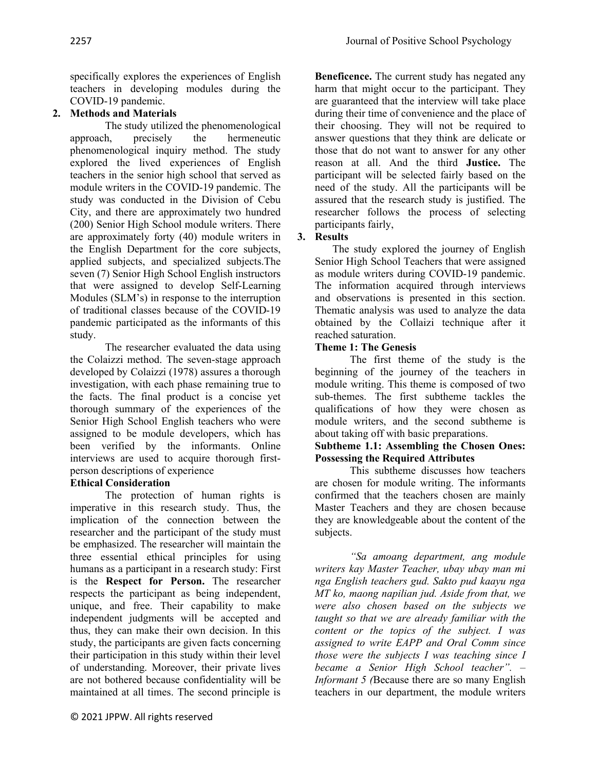specifically explores the experiences of English teachers in developing modules during the COVID-19 pandemic.

## 2. Methods and Materials

The study utilized the phenomenological approach, precisely the hermeneutic phenomenological inquiry method. The study explored the lived experiences of English teachers in the senior high school that served as module writers in the COVID-19 pandemic. The study was conducted in the Division of Cebu City, and there are approximately two hundred (200) Senior High School module writers. There are approximately forty (40) module writers in the English Department for the core subjects, applied subjects, and specialized subjects.The seven (7) Senior High School English instructors that were assigned to develop Self-Learning Modules (SLM's) in response to the interruption of traditional classes because of the COVID-19 pandemic participated as the informants of this study.

The researcher evaluated the data using the Colaizzi method. The seven-stage approach developed by Colaizzi (1978) assures a thorough investigation, with each phase remaining true to the facts. The final product is a concise yet thorough summary of the experiences of the Senior High School English teachers who were assigned to be module developers, which has been verified by the informants. Online interviews are used to acquire thorough first-person descriptions of experience

### Ethical Consideration

The protection of human rights is imperative in this research study. Thus, the implication of the connection between the researcher and the participant of the study must be emphasized. The researcher will maintain the three essential ethical principles for using humans as a participant in a research study: First is the **Respect for Person.** The researcher respects the participant as being independent, unique, and free. Their capability to make independent judgments will be accepted and thus, they can make their own decision. In this study, the participants are given facts concerning their participation in this study within their level of understanding. Moreover, their private lives are not bothered because confidentiality will be maintained at all times. The second principle is **Beneficence.** The current study has negated any harm that might occur to the participant. They are guaranteed that the interview will take place during their time of convenience and the place of their choosing. They will not be required to answer questions that they think are delicate or those that do not want to answer for any other reason at all. And the third **Justice.** The participant will be selected fairly based on the need of the study. All the participants will be assured that the research study is justified. The researcher follows the process of selecting participants fairly,

## 3. Results

The study explored the journey of English Senior High School Teachers that were assigned as module writers during COVID-19 pandemic. The information acquired through interviews and observations is presented in this section. Thematic analysis was used to analyze the data obtained by the Collaizi technique after it reached saturation.

### Theme 1: The Genesis

The first theme of the study is the beginning of the journey of the teachers in module writing. This theme is composed of two sub-themes. The first subtheme tackles the qualifications of how they were chosen as module writers, and the second subtheme is about taking off with basic preparations.

### Subtheme 1.1: Assembling the Chosen Ones: Possessing the Required Attributes

This subtheme discusses how teachers are chosen for module writing. The informants confirmed that the teachers chosen are mainly Master Teachers and they are chosen because they are knowledgeable about the content of the subjects.

*"Sa amoang department, ang module writers kay Master Teacher, ubay ubay man mi nga English teachers gud. Sakto pud kaayu nga MT ko, maong napilian jud. Aside from that, we were also chosen based on the subjects we taught so that we are already familiar with the content or the topics of the subject. I was assigned to write EAPP and Oral Comm since those were the subjects I was teaching since I became a Senior High School teacher". – Informant 5 (*Because there are so many English teachers in our department, the module writers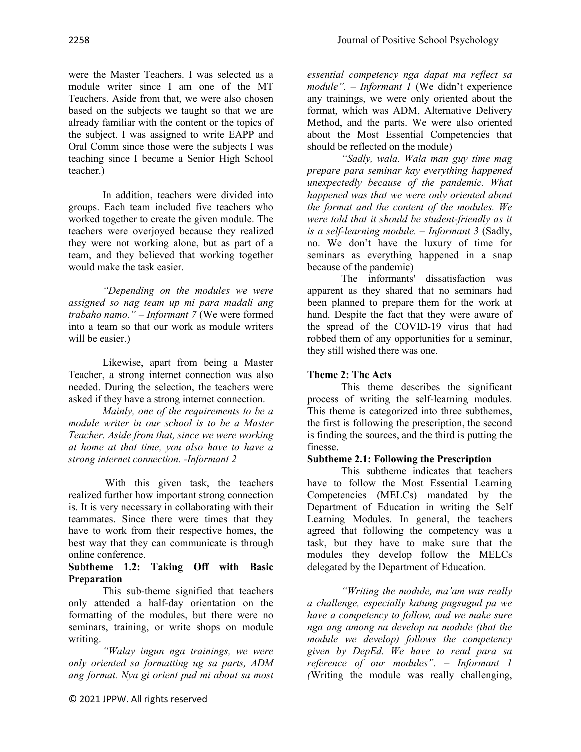were the Master Teachers. I was selected as a module writer since I am one of the MT Teachers. Aside from that, we were also chosen based on the subjects we taught so that we are already familiar with the content or the topics of the subject. I was assigned to write EAPP and Oral Comm since those were the subjects I was teaching since I became a Senior High School teacher.)

In addition, teachers were divided into groups. Each team included five teachers who worked together to create the given module. The teachers were overjoyed because they realized they were not working alone, but as part of a team, and they believed that working together would make the task easier.

*"Depending on the modules we were assigned so nag team up mi para madali ang trabaho namo." – Informant 7* (We were formed into a team so that our work as module writers will be easier.)

Likewise, apart from being a Master Teacher, a strong internet connection was also needed. During the selection, the teachers were asked if they have a strong internet connection.

*Mainly, one of the requirements to be a module writer in our school is to be a Master Teacher. Aside from that, since we were working at home at that time, you also have to have a strong internet connection. -Informant 2*

With this given task, the teachers realized further how important strong connection is. It is very necessary in collaborating with their teammates. Since there were times that they have to work from their respective homes, the best way that they can communicate is through online conference.

**Subtheme 1.2: Taking Off with Basic Preparation**

This sub-theme signified that teachers only attended a half-day orientation on the formatting of the modules, but there were no seminars, training, or write shops on module writing.

*"Walay ingun nga trainings, we were only oriented sa formatting ug sa parts, ADM ang format. Nya gi orient pud mi about sa most essential competency nga dapat ma reflect sa module". – Informant 1* (We didn't experience any trainings, we were only oriented about the format, which was ADM, Alternative Delivery Method, and the parts. We were also oriented about the Most Essential Competencies that should be reflected on the module)

*"Sadly, wala. Wala man guy time mag prepare para seminar kay everything happened unexpectedly because of the pandemic. What happened was that we were only oriented about the format and the content of the modules. We were told that it should be student-friendly as it is a self-learning module. – Informant 3* (Sadly, no. We don't have the luxury of time for seminars as everything happened in a snap because of the pandemic)

The informants' dissatisfaction was apparent as they shared that no seminars had been planned to prepare them for the work at hand. Despite the fact that they were aware of the spread of the COVID-19 virus that had robbed them of any opportunities for a seminar, they still wished there was one.

**Theme 2: The Acts**

This theme describes the significant process of writing the self-learning modules. This theme is categorized into three subthemes, the first is following the prescription, the second is finding the sources, and the third is putting the finesse.

**Subtheme 2.1: Following the Prescription**

This subtheme indicates that teachers have to follow the Most Essential Learning Competencies (MELCs) mandated by the Department of Education in writing the Self Learning Modules. In general, the teachers agreed that following the competency was a task, but they have to make sure that the modules they develop follow the MELCs delegated by the Department of Education.

*"Writing the module, ma'am was really a challenge, especially katung pagsugud pa we have a competency to follow, and we make sure nga ang among na develop na module (that the module we develop) follows the competency given by DepEd. We have to read para sa reference of our modules". – Informant 1* (Writing the module was really challenging,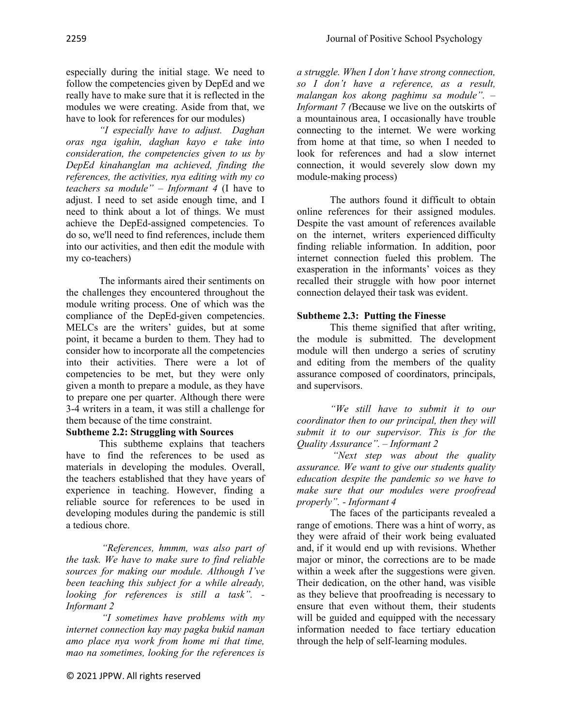especially during the initial stage. We need to follow the competencies given by DepEd and we really have to make sure that it is reflected in the modules we were creating. Aside from that, we have to look for references for our modules)

*"I especially have to adjust. Daghan oras nga igahin, daghan kayo e take into consideration, the competencies given to us by DepEd kinahanglan ma achieved, finding the references, the activities, nya editing with my co teachers sa module"* – *Informant 4* (I have to adjust. I need to set aside enough time, and I need to think about a lot of things. We must achieve the DepEd-assigned competencies. To do so, we'll need to find references, include them into our activities, and then edit the module with my co-teachers)

The informants aired their sentiments on the challenges they encountered throughout the module writing process. One of which was the compliance of the DepEd-given competencies. MELCs are the writers' guides, but at some point, it became a burden to them. They had to consider how to incorporate all the competencies into their activities. There were a lot of competencies to be met, but they were only given a month to prepare a module, as they have to prepare one per quarter. Although there were 3-4 writers in a team, it was still a challenge for them because of the time constraint.

**Subtheme 2.2: Struggling with Sources**

This subtheme explains that teachers have to find the references to be used as materials in developing the modules. Overall, the teachers established that they have years of experience in teaching. However, finding a reliable source for references to be used in developing modules during the pandemic is still a tedious chore.

*"References, hmmm, was also part of the task. We have to make sure to find reliable sources for making our module. Although I've been teaching this subject for a while already, looking for references is still a task". - Informant 2*

*"I sometimes have problems with my internet connection kay may pagka bukid naman amo place nya work from home mi that time, mao na sometimes, looking for the references is a struggle. When I don't have strong connection, so I don't have a reference, as a result, malangan kos akong paghimu sa module". – Informant 7 (*Because we live on the outskirts of a mountainous area, I occasionally have trouble connecting to the internet. We were working from home at that time, so when I needed to look for references and had a slow internet connection, it would severely slow down my module-making process)

The authors found it difficult to obtain online references for their assigned modules. Despite the vast amount of references available on the internet, writers experienced difficulty finding reliable information. In addition, poor internet connection fueled this problem. The exasperation in the informants' voices as they recalled their struggle with how poor internet connection delayed their task was evident.

**Subtheme 2.3: Putting the Finesse**

This theme signified that after writing, the module is submitted. The development module will then undergo a series of scrutiny and editing from the members of the quality assurance composed of coordinators, principals, and supervisors.

*"We still have to submit it to our coordinator then to our principal, then they will submit it to our supervisor. This is for the Quality Assurance". – Informant 2*

*"Next step was about the quality assurance. We want to give our students quality education despite the pandemic so we have to make sure that our modules were proofread properly". - Informant 4*

The faces of the participants revealed a range of emotions. There was a hint of worry, as they were afraid of their work being evaluated and, if it would end up with revisions. Whether major or minor, the corrections are to be made within a week after the suggestions were given. Their dedication, on the other hand, was visible as they believe that proofreading is necessary to ensure that even without them, their students will be guided and equipped with the necessary information needed to face tertiary education through the help of self-learning modules.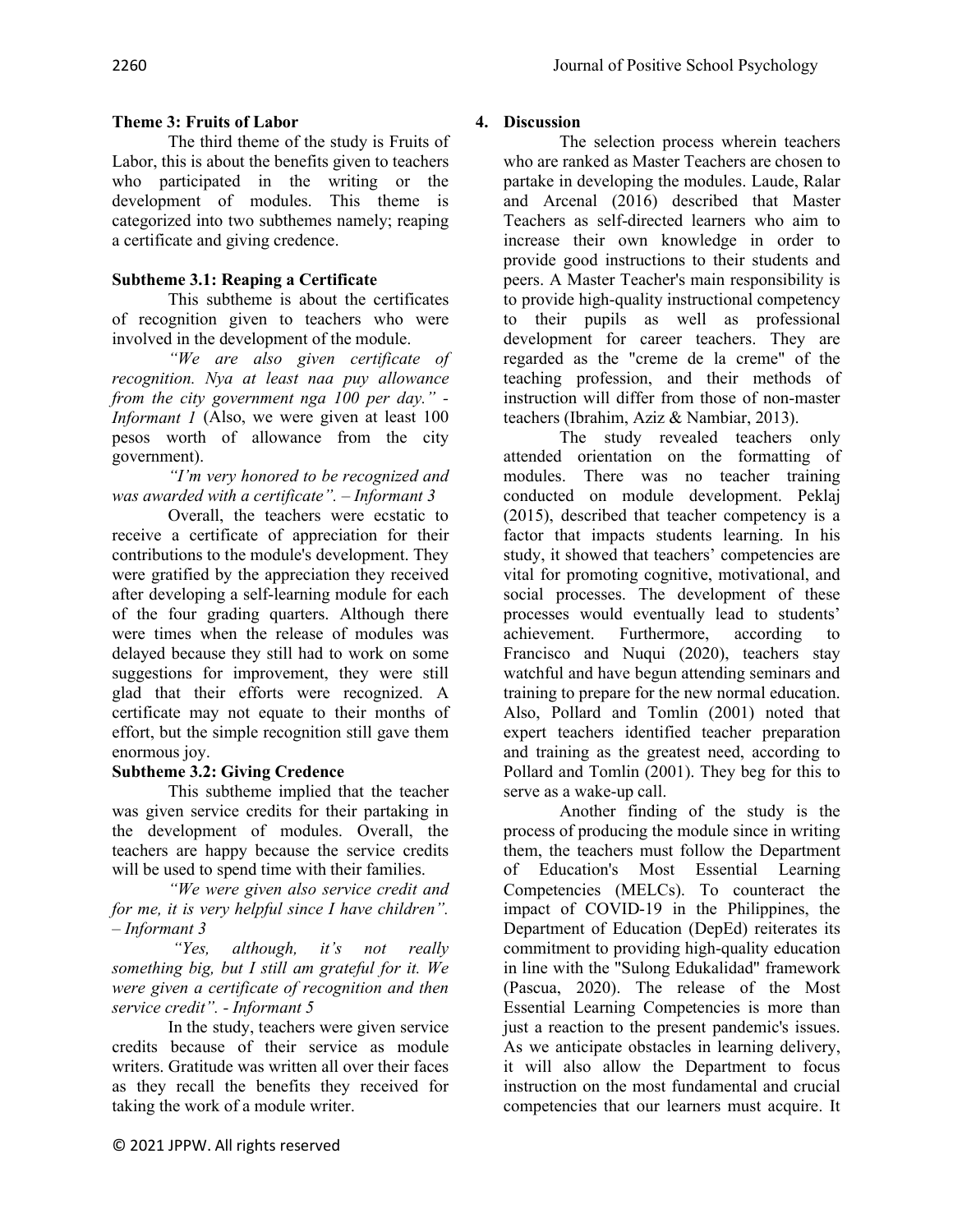**Theme 3: Fruits of Labor**

The third theme of the study is Fruits of Labor, this is about the benefits given to teachers who participated in the writing or the development of modules. This theme is categorized into two subthemes namely; reaping a certificate and giving credence.

**Subtheme 3.1: Reaping a Certificate**

This subtheme is about the certificates of recognition given to teachers who were involved in the development of the module.

*"We are also given certificate of recognition. Nya at least naa puy allowance from the city government nga 100 per day." - Informant 1* (Also, we were given at least 100 pesos worth of allowance from the city government).

*"I'm very honored to be recognized and was awarded with a certificate". – Informant 3*

Overall, the teachers were ecstatic to receive a certificate of appreciation for their contributions to the module's development. They were gratified by the appreciation they received after developing a self-learning module for each of the four grading quarters. Although there were times when the release of modules was delayed because they still had to work on some suggestions for improvement, they were still glad that their efforts were recognized. A certificate may not equate to their months of effort, but the simple recognition still gave them enormous joy.

**Subtheme 3.2: Giving Credence**

This subtheme implied that the teacher was given service credits for their partaking in the development of modules. Overall, the teachers are happy because the service credits will be used to spend time with their families.

*"We were given also service credit and for me, it is very helpful since I have children". – Informant 3*

*"Yes, although, it's not really something big, but I still am grateful for it. We were given a certificate of recognition and then service credit". - Informant 5*

In the study, teachers were given service credits because of their service as module writers. Gratitude was written all over their faces as they recall the benefits they received for taking the work of a module writer.

## 4. Discussion

The selection process wherein teachers who are ranked as Master Teachers are chosen to partake in developing the modules. Laude, Ralar and Arcenal (2016) described that Master Teachers as self-directed learners who aim to increase their own knowledge in order to provide good instructions to their students and peers. A Master Teacher's main responsibility is to provide high-quality instructional competency to their pupils as well as professional development for career teachers. They are regarded as the "creme de la creme" of the teaching profession, and their methods of instruction will differ from those of non-master teachers (Ibrahim, Aziz & Nambiar, 2013).

The study revealed teachers only attended orientation on the formatting of modules. There was no teacher training conducted on module development. Peklaj (2015), described that teacher competency is a factor that impacts students learning. In his study, it showed that teachers' competencies are vital for promoting cognitive, motivational, and social processes. The development of these processes would eventually lead to students' achievement. Furthermore, according to Francisco and Nuqui (2020), teachers stay watchful and have begun attending seminars and training to prepare for the new normal education. Also, Pollard and Tomlin (2001) noted that expert teachers identified teacher preparation and training as the greatest need, according to Pollard and Tomlin (2001). They beg for this to serve as a wake-up call.

Another finding of the study is the process of producing the module since in writing them, the teachers must follow the Department of Education's Most Essential Learning Competencies (MELCs). To counteract the impact of COVID-19 in the Philippines, the Department of Education (DepEd) reiterates its commitment to providing high-quality education in line with the "Sulong Edukalidad" framework (Pascua, 2020). The release of the Most Essential Learning Competencies is more than just a reaction to the present pandemic's issues. As we anticipate obstacles in learning delivery, it will also allow the Department to focus instruction on the most fundamental and crucial competencies that our learners must acquire. It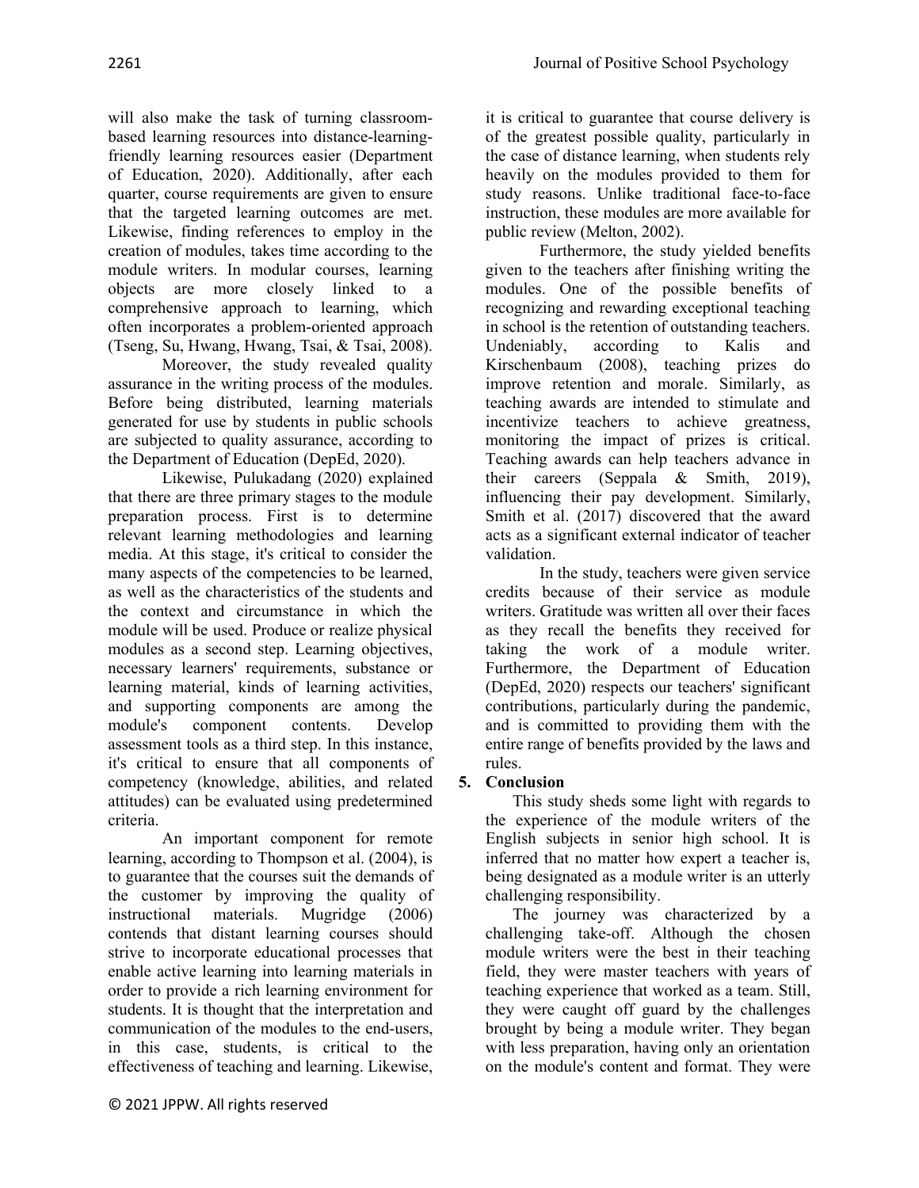will also make the task of turning classroom-based learning resources into distance-learning-friendly learning resources easier (Department of Education, 2020). Additionally, after each quarter, course requirements are given to ensure that the targeted learning outcomes are met. Likewise, finding references to employ in the creation of modules, takes time according to the module writers. In modular courses, learning objects are more closely linked to a comprehensive approach to learning, which often incorporates a problem-oriented approach (Tseng, Su, Hwang, Hwang, Tsai, & Tsai, 2008).

Moreover, the study revealed quality assurance in the writing process of the modules. Before being distributed, learning materials generated for use by students in public schools are subjected to quality assurance, according to the Department of Education (DepEd, 2020).

Likewise, Pulukadang (2020) explained that there are three primary stages to the module preparation process. First is to determine relevant learning methodologies and learning media. At this stage, it's critical to consider the many aspects of the competencies to be learned, as well as the characteristics of the students and the context and circumstance in which the module will be used. Produce or realize physical modules as a second step. Learning objectives, necessary learners' requirements, substance or learning material, kinds of learning activities, and supporting components are among the module's component contents. Develop assessment tools as a third step. In this instance, it's critical to ensure that all components of competency (knowledge, abilities, and related attitudes) can be evaluated using predetermined criteria.

An important component for remote learning, according to Thompson et al. (2004), is to guarantee that the courses suit the demands of the customer by improving the quality of instructional materials. Mugridge (2006) contends that distant learning courses should strive to incorporate educational processes that enable active learning into learning materials in order to provide a rich learning environment for students. It is thought that the interpretation and communication of the modules to the end-users, in this case, students, is critical to the effectiveness of teaching and learning. Likewise, it is critical to guarantee that course delivery is of the greatest possible quality, particularly in the case of distance learning, when students rely heavily on the modules provided to them for study reasons. Unlike traditional face-to-face instruction, these modules are more available for public review (Melton, 2002).

Furthermore, the study yielded benefits given to the teachers after finishing writing the modules. One of the possible benefits of recognizing and rewarding exceptional teaching in school is the retention of outstanding teachers. Undeniably, according to Kalis and Kirschenbaum (2008), teaching prizes do improve retention and morale. Similarly, as teaching awards are intended to stimulate and incentivize teachers to achieve greatness, monitoring the impact of prizes is critical. Teaching awards can help teachers advance in their careers (Seppala & Smith, 2019), influencing their pay development. Similarly, Smith et al. (2017) discovered that the award acts as a significant external indicator of teacher validation.

In the study, teachers were given service credits because of their service as module writers. Gratitude was written all over their faces as they recall the benefits they received for taking the work of a module writer. Furthermore, the Department of Education (DepEd, 2020) respects our teachers' significant contributions, particularly during the pandemic, and is committed to providing them with the entire range of benefits provided by the laws and rules.

## 5. Conclusion

This study sheds some light with regards to the experience of the module writers of the English subjects in senior high school. It is inferred that no matter how expert a teacher is, being designated as a module writer is an utterly challenging responsibility.

The journey was characterized by a challenging take-off. Although the chosen module writers were the best in their teaching field, they were master teachers with years of teaching experience that worked as a team. Still, they were caught off guard by the challenges brought by being a module writer. They began with less preparation, having only an orientation on the module's content and format. They were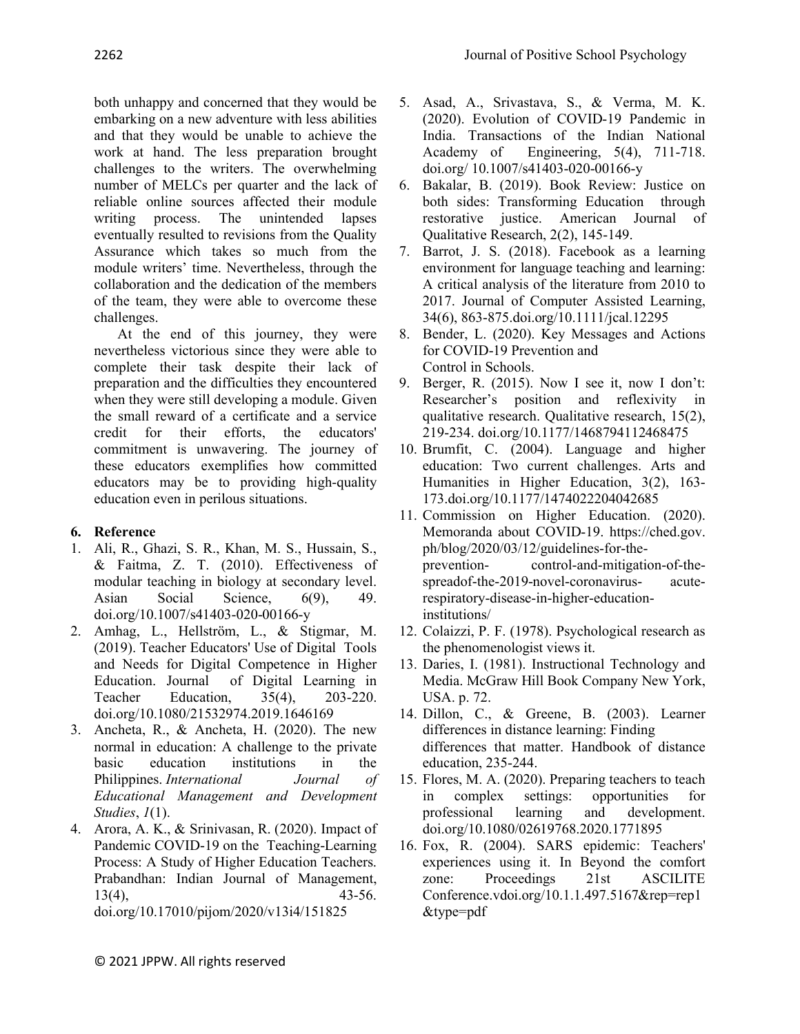both unhappy and concerned that they would be embarking on a new adventure with less abilities and that they would be unable to achieve the work at hand. The less preparation brought challenges to the writers. The overwhelming number of MELCs per quarter and the lack of reliable online sources affected their module writing process. The unintended lapses eventually resulted to revisions from the Quality Assurance which takes so much from the module writers' time. Nevertheless, through the collaboration and the dedication of the members of the team, they were able to overcome these challenges.

At the end of this journey, they were nevertheless victorious since they were able to complete their task despite their lack of preparation and the difficulties they encountered when they were still developing a module. Given the small reward of a certificate and a service credit for their efforts, the educators' commitment is unwavering. The journey of these educators exemplifies how committed educators may be to providing high-quality education even in perilous situations.

## 6. Reference

1. Ali, R., Ghazi, S. R., Khan, M. S., Hussain, S., & Faitma, Z. T. (2010). Effectiveness of modular teaching in biology at secondary level. Asian Social Science, 6(9), 49. doi.org/10.1007/s41403-020-00166-y
2. Amhag, L., Hellström, L., & Stigmar, M. (2019). Teacher Educators' Use of Digital Tools and Needs for Digital Competence in Higher Education. Journal of Digital Learning in Teacher Education, 35(4), 203-220. doi.org/10.1080/21532974.2019.1646169
3. Ancheta, R., & Ancheta, H. (2020). The new normal in education: A challenge to the private basic education institutions in the Philippines. *International Journal of Educational Management and Development Studies*, *1*(1).
4. Arora, A. K., & Srinivasan, R. (2020). Impact of Pandemic COVID-19 on the Teaching-Learning Process: A Study of Higher Education Teachers. Prabandhan: Indian Journal of Management, 13(4), 43-56. doi.org/10.17010/pijom/2020/v13i4/151825
5. Asad, A., Srivastava, S., & Verma, M. K. (2020). Evolution of COVID-19 Pandemic in India. Transactions of the Indian National Academy of Engineering, 5(4), 711-718. doi.org/ 10.1007/s41403-020-00166-y
6. Bakalar, B. (2019). Book Review: Justice on both sides: Transforming Education through restorative justice. American Journal of Qualitative Research, 2(2), 145-149.
7. Barrot, J. S. (2018). Facebook as a learning environment for language teaching and learning: A critical analysis of the literature from 2010 to 2017. Journal of Computer Assisted Learning, 34(6), 863-875.doi.org/10.1111/jcal.12295
8. Bender, L. (2020). Key Messages and Actions for COVID-19 Prevention and Control in Schools.
9. Berger, R. (2015). Now I see it, now I don't: Researcher's position and reflexivity in qualitative research. Qualitative research, 15(2), 219-234. doi.org/10.1177/1468794112468475
10. Brumfit, C. (2004). Language and higher education: Two current challenges. Arts and Humanities in Higher Education, 3(2), 163-173.doi.org/10.1177/1474022204042685
11. Commission on Higher Education. (2020). Memoranda about COVID-19. https://ched.gov.ph/blog/2020/03/12/guidelines-for-the-prevention-control-and-mitigation-of-the-spreadof-the-2019-novel-coronavirus-acute-respiratory-disease-in-higher-education-institutions/
12. Colaizzi, P. F. (1978). Psychological research as the phenomenologist views it.
13. Daries, I. (1981). Instructional Technology and Media. McGraw Hill Book Company New York, USA. p. 72.
14. Dillon, C., & Greene, B. (2003). Learner differences in distance learning: Finding differences that matter. Handbook of distance education, 235-244.
15. Flores, M. A. (2020). Preparing teachers to teach in complex settings: opportunities for professional learning and development. doi.org/10.1080/02619768.2020.1771895
16. Fox, R. (2004). SARS epidemic: Teachers' experiences using it. In Beyond the comfort zone: Proceedings 21st ASCILITE Conference.vdoi.org/10.1.1.497.5167&rep=rep1&type=pdf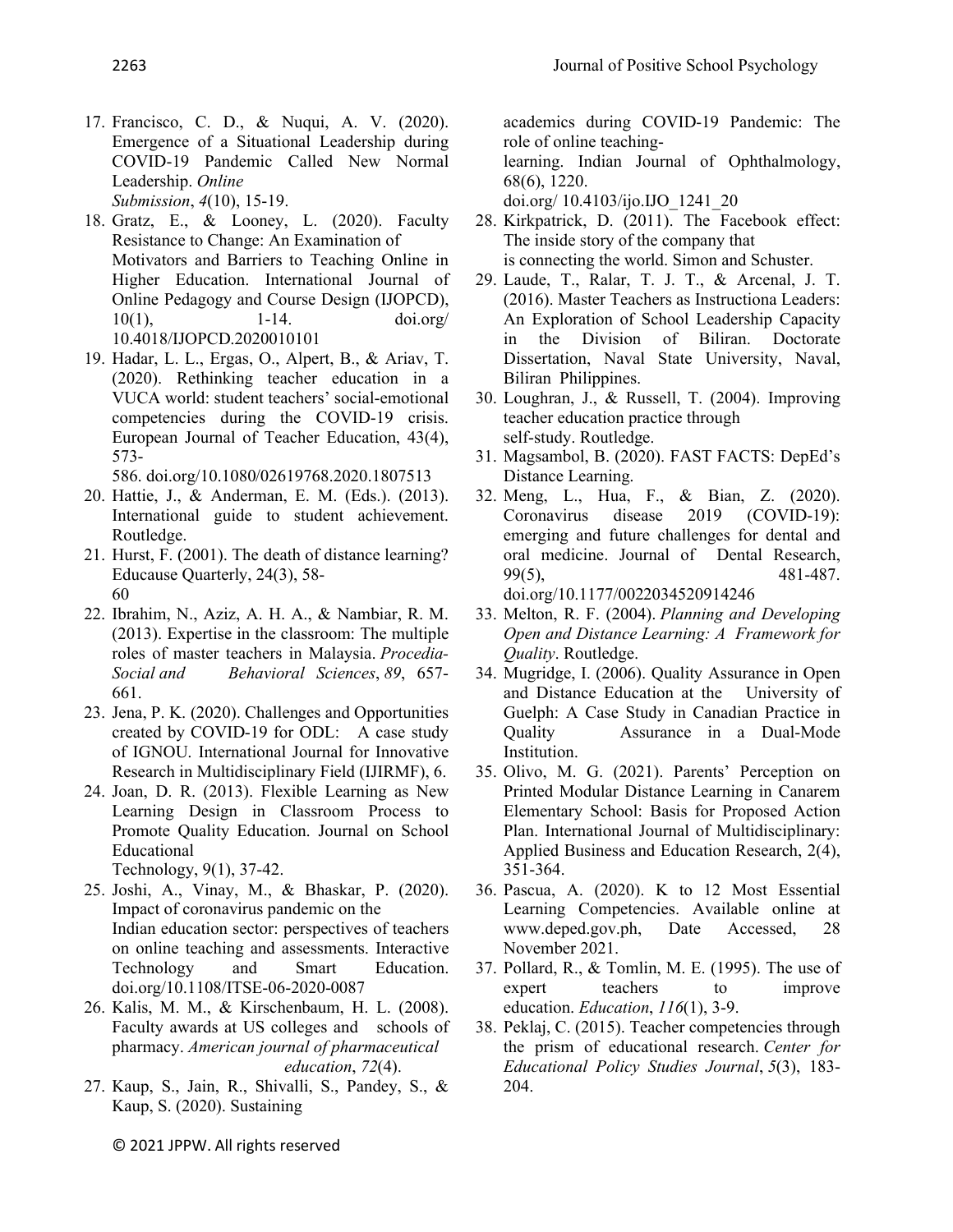17. Francisco, C. D., & Nuqui, A. V. (2020). Emergence of a Situational Leadership during COVID-19 Pandemic Called New Normal Leadership. *Online Submission*, *4*(10), 15-19.
18. Gratz, E., & Looney, L. (2020). Faculty Resistance to Change: An Examination of Motivators and Barriers to Teaching Online in Higher Education. International Journal of Online Pedagogy and Course Design (IJOPCD), 10(1), 1-14. doi.org/ 10.4018/IJOPCD.2020010101
19. Hadar, L. L., Ergas, O., Alpert, B., & Ariav, T. (2020). Rethinking teacher education in a VUCA world: student teachers' social-emotional competencies during the COVID-19 crisis. European Journal of Teacher Education, 43(4), 573-586. doi.org/10.1080/02619768.2020.1807513
20. Hattie, J., & Anderman, E. M. (Eds.). (2013). International guide to student achievement. Routledge.
21. Hurst, F. (2001). The death of distance learning? Educause Quarterly, 24(3), 58-60
22. Ibrahim, N., Aziz, A. H. A., & Nambiar, R. M. (2013). Expertise in the classroom: The multiple roles of master teachers in Malaysia. *Procedia-Social and Behavioral Sciences*, *89*, 657-661.
23. Jena, P. K. (2020). Challenges and Opportunities created by COVID-19 for ODL: A case study of IGNOU. International Journal for Innovative Research in Multidisciplinary Field (IJIRMF), 6.
24. Joan, D. R. (2013). Flexible Learning as New Learning Design in Classroom Process to Promote Quality Education. Journal on School Educational Technology, 9(1), 37-42.
25. Joshi, A., Vinay, M., & Bhaskar, P. (2020). Impact of coronavirus pandemic on the Indian education sector: perspectives of teachers on online teaching and assessments. Interactive Technology and Smart Education. doi.org/10.1108/ITSE-06-2020-0087
26. Kalis, M. M., & Kirschenbaum, H. L. (2008). Faculty awards at US colleges and schools of pharmacy. *American journal of pharmaceutical education*, *72*(4).
27. Kaup, S., Jain, R., Shivalli, S., Pandey, S., & Kaup, S. (2020). Sustaining academics during COVID-19 Pandemic: The role of online teaching-learning. Indian Journal of Ophthalmology, 68(6), 1220. doi.org/ 10.4103/ijo.IJO_1241_20
28. Kirkpatrick, D. (2011). The Facebook effect: The inside story of the company that is connecting the world. Simon and Schuster.
29. Laude, T., Ralar, T. J. T., & Arcenal, J. T. (2016). Master Teachers as Instructiona Leaders: An Exploration of School Leadership Capacity in the Division of Biliran. Doctorate Dissertation, Naval State University, Naval, Biliran Philippines.
30. Loughran, J., & Russell, T. (2004). Improving teacher education practice through self-study. Routledge.
31. Magsambol, B. (2020). FAST FACTS: DepEd's Distance Learning.
32. Meng, L., Hua, F., & Bian, Z. (2020). Coronavirus disease 2019 (COVID-19): emerging and future challenges for dental and oral medicine. Journal of Dental Research, 99(5), 481-487. doi.org/10.1177/0022034520914246
33. Melton, R. F. (2004). *Planning and Developing Open and Distance Learning: A Framework for Quality*. Routledge.
34. Mugridge, I. (2006). Quality Assurance in Open and Distance Education at the University of Guelph: A Case Study in Canadian Practice in Quality Assurance in a Dual-Mode Institution.
35. Olivo, M. G. (2021). Parents' Perception on Printed Modular Distance Learning in Canarem Elementary School: Basis for Proposed Action Plan. International Journal of Multidisciplinary: Applied Business and Education Research, 2(4), 351-364.
36. Pascua, A. (2020). K to 12 Most Essential Learning Competencies. Available online at www.deped.gov.ph, Date Accessed, 28 November 2021.
37. Pollard, R., & Tomlin, M. E. (1995). The use of expert teachers to improve education. *Education*, *116*(1), 3-9.
38. Peklaj, C. (2015). Teacher competencies through the prism of educational research. *Center for Educational Policy Studies Journal*, *5*(3), 183-204.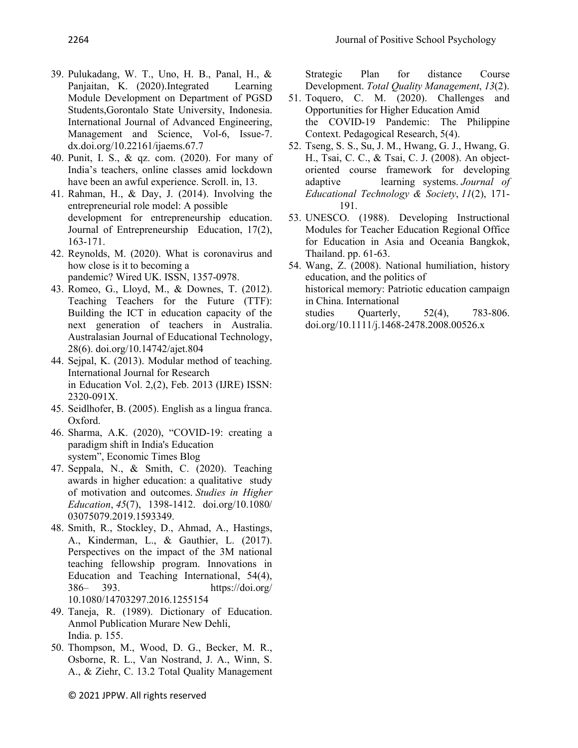39. Pulukadang, W. T., Uno, H. B., Panal, H., & Panjaitan, K. (2020).Integrated Learning Module Development on Department of PGSD Students,Gorontalo State University, Indonesia. International Journal of Advanced Engineering, Management and Science, Vol-6, Issue-7. dx.doi.org/10.22161/ijaems.67.7
40. Punit, I. S., & qz. com. (2020). For many of India's teachers, online classes amid lockdown have been an awful experience. Scroll. in, 13.
41. Rahman, H., & Day, J. (2014). Involving the entrepreneurial role model: A possible development for entrepreneurship education. Journal of Entrepreneurship Education, 17(2), 163-171.
42. Reynolds, M. (2020). What is coronavirus and how close is it to becoming a pandemic? Wired UK. ISSN, 1357-0978.
43. Romeo, G., Lloyd, M., & Downes, T. (2012). Teaching Teachers for the Future (TTF): Building the ICT in education capacity of the next generation of teachers in Australia. Australasian Journal of Educational Technology, 28(6). doi.org/10.14742/ajet.804
44. Sejpal, K. (2013). Modular method of teaching. International Journal for Research in Education Vol. 2,(2), Feb. 2013 (IJRE) ISSN: 2320-091X.
45. Seidlhofer, B. (2005). English as a lingua franca. Oxford.
46. Sharma, A.K. (2020), "COVID-19: creating a paradigm shift in India's Education system", Economic Times Blog
47. Seppala, N., & Smith, C. (2020). Teaching awards in higher education: a qualitative study of motivation and outcomes. *Studies in Higher Education*, *45*(7), 1398-1412. doi.org/10.1080/03075079.2019.1593349.
48. Smith, R., Stockley, D., Ahmad, A., Hastings, A., Kinderman, L., & Gauthier, L. (2017). Perspectives on the impact of the 3M national teaching fellowship program. Innovations in Education and Teaching International, 54(4), 386– 393. https://doi.org/10.1080/14703297.2016.1255154
49. Taneja, R. (1989). Dictionary of Education. Anmol Publication Murare New Dehli, India. p. 155.
50. Thompson, M., Wood, D. G., Becker, M. R., Osborne, R. L., Van Nostrand, J. A., Winn, S. A., & Ziehr, C. 13.2 Total Quality Management Strategic Plan for distance Course Development. *Total Quality Management*, *13*(2).
51. Toquero, C. M. (2020). Challenges and Opportunities for Higher Education Amid the COVID-19 Pandemic: The Philippine Context. Pedagogical Research, 5(4).
52. Tseng, S. S., Su, J. M., Hwang, G. J., Hwang, G. H., Tsai, C. C., & Tsai, C. J. (2008). An object-oriented course framework for developing adaptive learning systems. *Journal of Educational Technology & Society*, *11*(2), 171-191.
53. UNESCO. (1988). Developing Instructional Modules for Teacher Education Regional Office for Education in Asia and Oceania Bangkok, Thailand. pp. 61-63.
54. Wang, Z. (2008). National humiliation, history education, and the politics of historical memory: Patriotic education campaign in China. International studies Quarterly, 52(4), 783-806. doi.org/10.1111/j.1468-2478.2008.00526.x